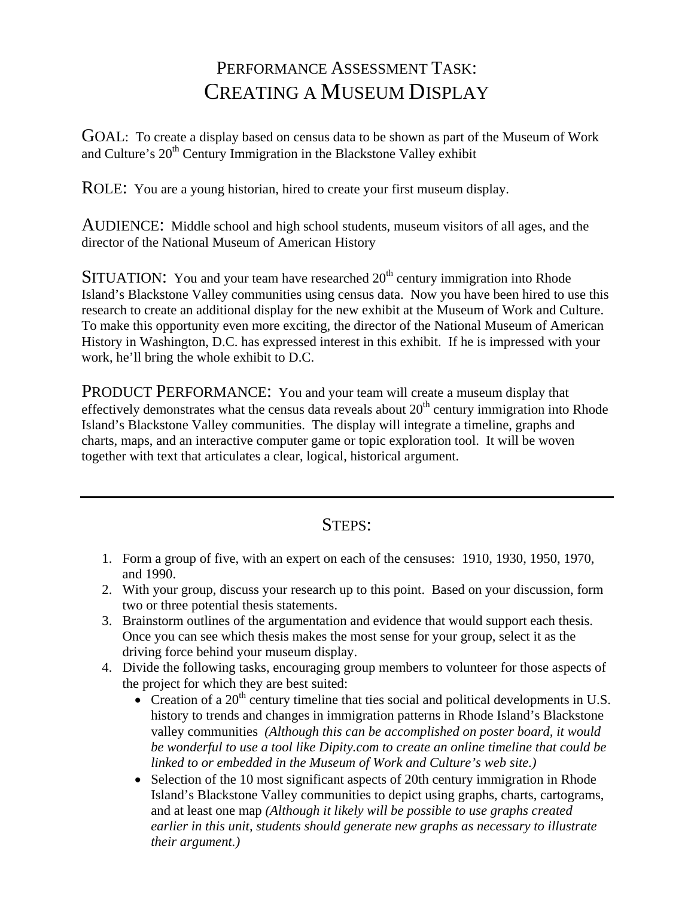# Performance Assessment Task: Creating a Museum Display

**GOAL:** To create a display based on census data to be shown as part of the Museum of Work and Culture's 20th Century Immigration in the Blackstone Valley exhibit

**ROLE:** You are a young historian, hired to create your first museum display.

**AUDIENCE:** Middle school and high school students, museum visitors of all ages, and the director of the National Museum of American History

**SITUATION:** You and your team have researched 20th century immigration into Rhode Island's Blackstone Valley communities using census data. Now you have been hired to use this research to create an additional display for the new exhibit at the Museum of Work and Culture. To make this opportunity even more exciting, the director of the National Museum of American History in Washington, D.C. has expressed interest in this exhibit. If he is impressed with your work, he'll bring the whole exhibit to D.C.

**PRODUCT PERFORMANCE:** You and your team will create a museum display that effectively demonstrates what the census data reveals about 20th century immigration into Rhode Island's Blackstone Valley communities. The display will integrate a timeline, graphs and charts, maps, and an interactive computer game or topic exploration tool. It will be woven together with text that articulates a clear, logical, historical argument.

---

## Steps:

1. Form a group of five, with an expert on each of the censuses: 1910, 1930, 1950, 1970, and 1990.
2. With your group, discuss your research up to this point. Based on your discussion, form two or three potential thesis statements.
3. Brainstorm outlines of the argumentation and evidence that would support each thesis. Once you can see which thesis makes the most sense for your group, select it as the driving force behind your museum display.
4. Divide the following tasks, encouraging group members to volunteer for those aspects of the project for which they are best suited:
   - Creation of a 20th century timeline that ties social and political developments in U.S. history to trends and changes in immigration patterns in Rhode Island's Blackstone valley communities *(Although this can be accomplished on poster board, it would be wonderful to use a tool like Dipity.com to create an online timeline that could be linked to or embedded in the Museum of Work and Culture's web site.)*
   - Selection of the 10 most significant aspects of 20th century immigration in Rhode Island's Blackstone Valley communities to depict using graphs, charts, cartograms, and at least one map *(Although it likely will be possible to use graphs created earlier in this unit, students should generate new graphs as necessary to illustrate their argument.)*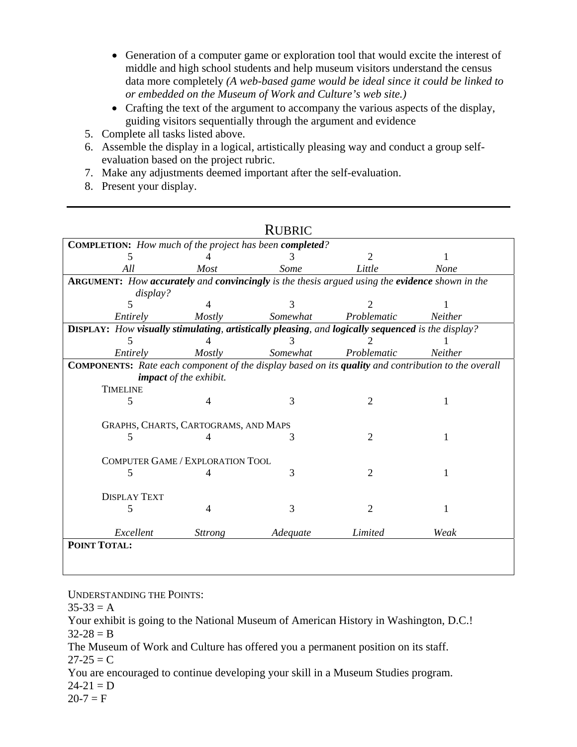- Generation of a computer game or exploration tool that would excite the interest of middle and high school students and help museum visitors understand the census data more completely *(A web-based game would be ideal since it could be linked to or embedded on the Museum of Work and Culture's web site.)*
- Crafting the text of the argument to accompany the various aspects of the display, guiding visitors sequentially through the argument and evidence

5. Complete all tasks listed above.
6. Assemble the display in a logical, artistically pleasing way and conduct a group self-evaluation based on the project rubric.
7. Make any adjustments deemed important after the self-evaluation.
8. Present your display.

---

## RUBRIC

| | | | | |
|---|---|---|---|---|
| **COMPLETION:** *How much of the project has been **completed**?* | | | | |
| 5 | 4 | 3 | 2 | 1 |
| *All* | *Most* | *Some* | *Little* | *None* |
| **ARGUMENT:** *How **accurately** and **convincingly** is the thesis argued using the **evidence** shown in the display?* | | | | |
| 5 | 4 | 3 | 2 | 1 |
| *Entirely* | *Mostly* | *Somewhat* | *Problematic* | *Neither* |
| **DISPLAY:** *How **visually stimulating**, **artistically pleasing**, and **logically sequenced** is the display?* | | | | |
| 5 | 4 | 3 | 2 | 1 |
| *Entirely* | *Mostly* | *Somewhat* | *Problematic* | *Neither* |
| **COMPONENTS:** *Rate each component of the display based on its **quality** and contribution to the overall **impact** of the exhibit.* | | | | |
| TIMELINE | | | | |
| 5 | 4 | 3 | 2 | 1 |
| GRAPHS, CHARTS, CARTOGRAMS, AND MAPS | | | | |
| 5 | 4 | 3 | 2 | 1 |
| COMPUTER GAME / EXPLORATION TOOL | | | | |
| 5 | 4 | 3 | 2 | 1 |
| DISPLAY TEXT | | | | |
| 5 | 4 | 3 | 2 | 1 |
| *Excellent* | *Sttrong* | *Adequate* | *Limited* | *Weak* |
| **POINT TOTAL:** | | | | |

UNDERSTANDING THE POINTS:

35-33 = A

Your exhibit is going to the National Museum of American History in Washington, D.C.!

32-28 = B

The Museum of Work and Culture has offered you a permanent position on its staff.

27-25 = C

You are encouraged to continue developing your skill in a Museum Studies program.

24-21 = D

20-7 = F